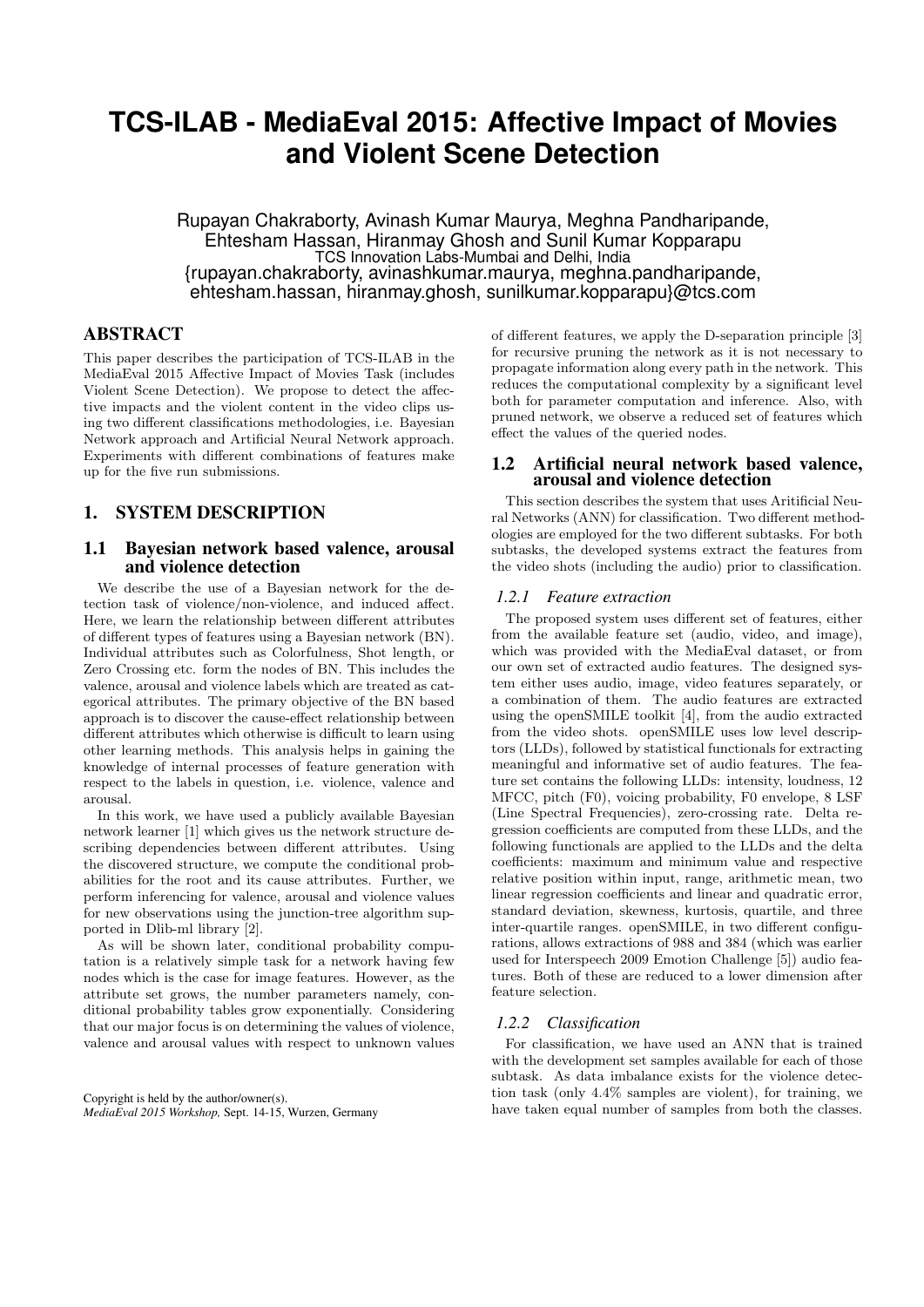# TCS-ILAB - MediaEval 2015: Affective Impact of Movies and Violent Scene Detection

Rupayan Chakraborty, Avinash Kumar Maurya, Meghna Pandharipande, Ehtesham Hassan, Hiranmay Ghosh and Sunil Kumar Kopparapu
TCS Innovation Labs-Mumbai and Delhi, India
{rupayan.chakraborty, avinashkumar.maurya, meghna.pandharipande, ehtesham.hassan, hiranmay.ghosh, sunilkumar.kopparapu}@tcs.com

## ABSTRACT

This paper describes the participation of TCS-ILAB in the MediaEval 2015 Affective Impact of Movies Task (includes Violent Scene Detection). We propose to detect the affective impacts and the violent content in the video clips using two different classifications methodologies, i.e. Bayesian Network approach and Artificial Neural Network approach. Experiments with different combinations of features make up for the five run submissions.

## 1. SYSTEM DESCRIPTION

### 1.1 Bayesian network based valence, arousal and violence detection

We describe the use of a Bayesian network for the detection task of violence/non-violence, and induced affect. Here, we learn the relationship between different attributes of different types of features using a Bayesian network (BN). Individual attributes such as Colorfulness, Shot length, or Zero Crossing etc. form the nodes of BN. This includes the valence, arousal and violence labels which are treated as categorical attributes. The primary objective of the BN based approach is to discover the cause-effect relationship between different attributes which otherwise is difficult to learn using other learning methods. This analysis helps in gaining the knowledge of internal processes of feature generation with respect to the labels in question, i.e. violence, valence and arousal.

In this work, we have used a publicly available Bayesian network learner [1] which gives us the network structure describing dependencies between different attributes. Using the discovered structure, we compute the conditional probabilities for the root and its cause attributes. Further, we perform inferencing for valence, arousal and violence values for new observations using the junction-tree algorithm supported in Dlib-ml library [2].

As will be shown later, conditional probability computation is a relatively simple task for a network having few nodes which is the case for image features. However, as the attribute set grows, the number parameters namely, conditional probability tables grow exponentially. Considering that our major focus is on determining the values of violence, valence and arousal values with respect to unknown values of different features, we apply the D-separation principle [3] for recursive pruning the network as it is not necessary to propagate information along every path in the network. This reduces the computational complexity by a significant level both for parameter computation and inference. Also, with pruned network, we observe a reduced set of features which effect the values of the queried nodes.

### 1.2 Artificial neural network based valence, arousal and violence detection

This section describes the system that uses Aritificial Neural Networks (ANN) for classification. Two different methodologies are employed for the two different subtasks. For both subtasks, the developed systems extract the features from the video shots (including the audio) prior to classification.

#### 1.2.1 Feature extraction

The proposed system uses different set of features, either from the available feature set (audio, video, and image), which was provided with the MediaEval dataset, or from our own set of extracted audio features. The designed system either uses audio, image, video features separately, or a combination of them. The audio features are extracted using the openSMILE toolkit [4], from the audio extracted from the video shots. openSMILE uses low level descriptors (LLDs), followed by statistical functionals for extracting meaningful and informative set of audio features. The feature set contains the following LLDs: intensity, loudness, 12 MFCC, pitch (F0), voicing probability, F0 envelope, 8 LSF (Line Spectral Frequencies), zero-crossing rate. Delta regression coefficients are computed from these LLDs, and the following functionals are applied to the LLDs and the delta coefficients: maximum and minimum value and respective relative position within input, range, arithmetic mean, two linear regression coefficients and linear and quadratic error, standard deviation, skewness, kurtosis, quartile, and three inter-quartile ranges. openSMILE, in two different configurations, allows extractions of 988 and 384 (which was earlier used for Interspeech 2009 Emotion Challenge [5]) audio features. Both of these are reduced to a lower dimension after feature selection.

#### 1.2.2 Classification

For classification, we have used an ANN that is trained with the development set samples available for each of those subtask. As data imbalance exists for the violence detection task (only 4.4% samples are violent), for training, we have taken equal number of samples from both the classes.

Copyright is held by the author/owner(s).
*MediaEval 2015 Workshop,* Sept. 14-15, Wurzen, Germany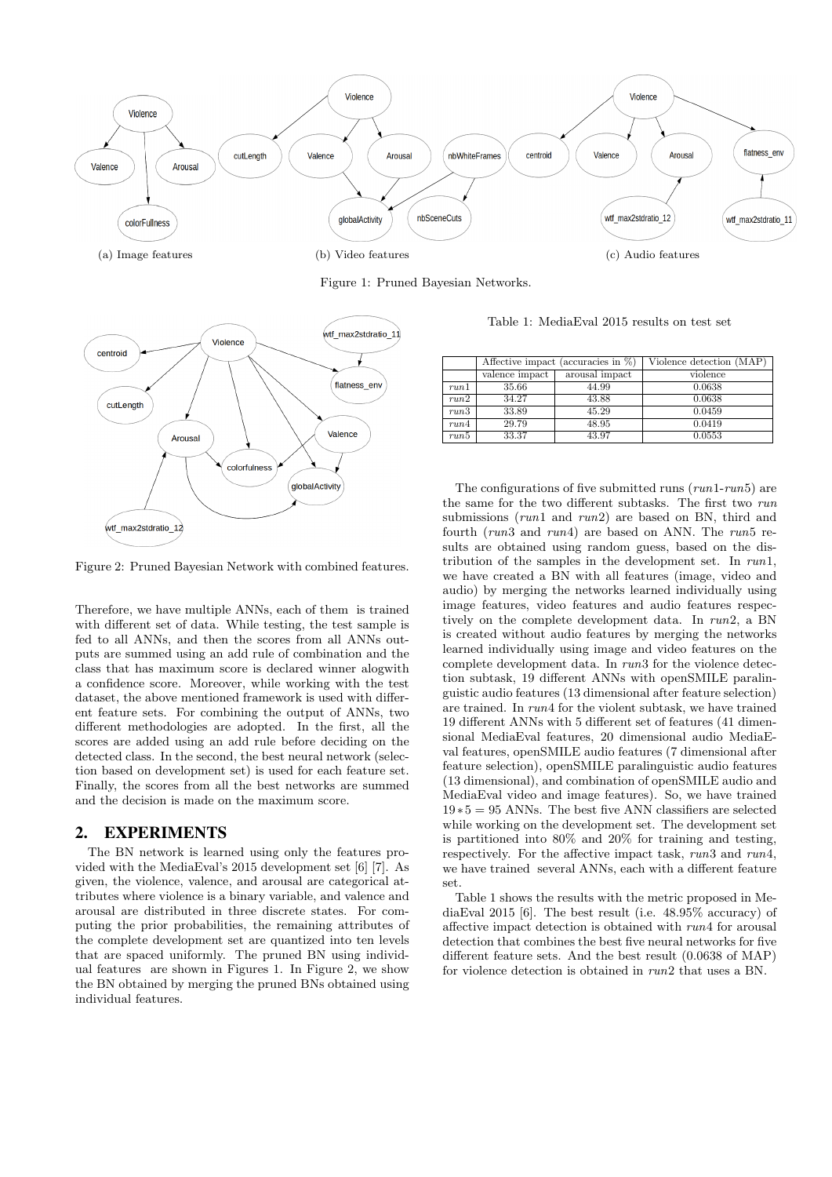(a) Image features

(b) Video features

(c) Audio features

Figure 1: Pruned Bayesian Networks.

Figure 2: Pruned Bayesian Network with combined features.

Therefore, we have multiple ANNs, each of them is trained with different set of data. While testing, the test sample is fed to all ANNs, and then the scores from all ANNs outputs are summed using an add rule of combination and the class that has maximum score is declared winner alogwith a confidence score. Moreover, while working with the test dataset, the above mentioned framework is used with different feature sets. For combining the output of ANNs, two different methodologies are adopted. In the first, all the scores are added using an add rule before deciding on the detected class. In the second, the best neural network (selection based on development set) is used for each feature set. Finally, the scores from all the best networks are summed and the decision is made on the maximum score.

## 2. EXPERIMENTS

The BN network is learned using only the features provided with the MediaEval's 2015 development set [6] [7]. As given, the violence, valence, and arousal are categorical attributes where violence is a binary variable, and valence and arousal are distributed in three discrete states. For computing the prior probabilities, the remaining attributes of the complete development set are quantized into ten levels that are spaced uniformly. The pruned BN using individual features are shown in Figures 1. In Figure 2, we show the BN obtained by merging the pruned BNs obtained using individual features.

Table 1: MediaEval 2015 results on test set

| | Affective impact (accuracies in %) | | Violence detection (MAP) |
|---|---|---|---|
| | valence impact | arousal impact | violence |
| *run*1 | 35.66 | 44.99 | 0.0638 |
| *run*2 | 34.27 | 43.88 | 0.0638 |
| *run*3 | 33.89 | 45.29 | 0.0459 |
| *run*4 | 29.79 | 48.95 | 0.0419 |
| *run*5 | 33.37 | 43.97 | 0.0553 |

The configurations of five submitted runs (*run*1-*run*5) are the same for the two different subtasks. The first two *run* submissions (*run*1 and *run*2) are based on BN, third and fourth (*run*3 and *run*4) are based on ANN. The *run*5 results are obtained using random guess, based on the distribution of the samples in the development set. In *run*1, we have created a BN with all features (image, video and audio) by merging the networks learned individually using image features, video features and audio features respectively on the complete development data. In *run*2, a BN is created without audio features by merging the networks learned individually using image and video features on the complete development data. In *run*3 for the violence detection subtask, 19 different ANNs with openSMILE paralinguistic audio features (13 dimensional after feature selection) are trained. In *run*4 for the violent subtask, we have trained 19 different ANNs with 5 different set of features (41 dimensional MediaEval features, 20 dimensional audio MediaEval features, openSMILE audio features (7 dimensional after feature selection), openSMILE paralinguistic audio features (13 dimensional), and combination of openSMILE audio and MediaEval video and image features). So, we have trained $19 * 5 = 95$ ANNs. The best five ANN classifiers are selected while working on the development set. The development set is partitioned into 80% and 20% for training and testing, respectively. For the affective impact task, *run*3 and *run*4, we have trained several ANNs, each with a different feature set.

Table 1 shows the results with the metric proposed in MediaEval 2015 [6]. The best result (i.e. 48.95% accuracy) of affective impact detection is obtained with *run*4 for arousal detection that combines the best five neural networks for five different feature sets. And the best result (0.0638 of MAP) for violence detection is obtained in *run*2 that uses a BN.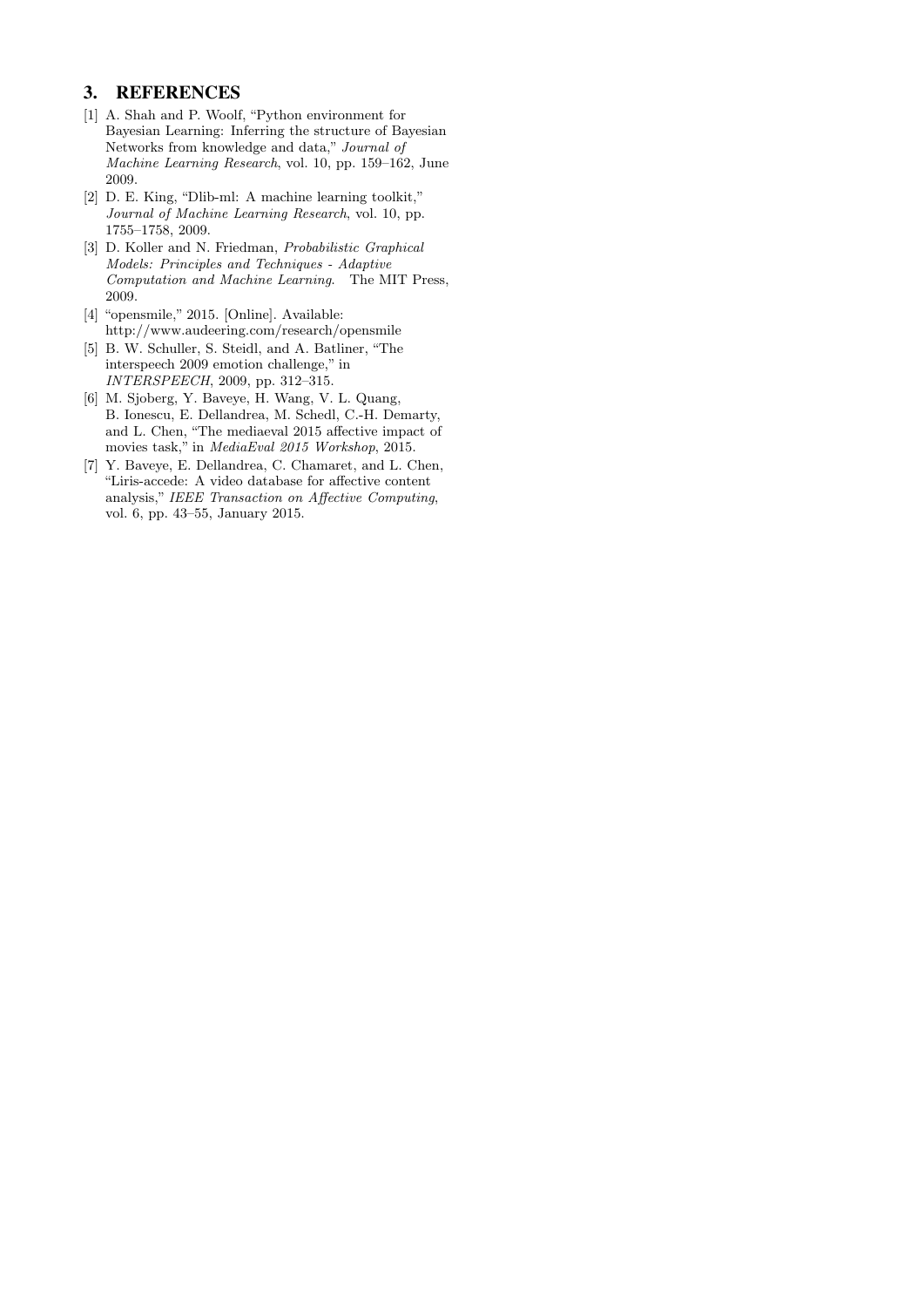## 3. REFERENCES

[1] A. Shah and P. Woolf, "Python environment for Bayesian Learning: Inferring the structure of Bayesian Networks from knowledge and data," *Journal of Machine Learning Research*, vol. 10, pp. 159–162, June 2009.

[2] D. E. King, "Dlib-ml: A machine learning toolkit," *Journal of Machine Learning Research*, vol. 10, pp. 1755–1758, 2009.

[3] D. Koller and N. Friedman, *Probabilistic Graphical Models: Principles and Techniques - Adaptive Computation and Machine Learning*. The MIT Press, 2009.

[4] "opensmile," 2015. [Online]. Available: http://www.audeering.com/research/opensmile

[5] B. W. Schuller, S. Steidl, and A. Batliner, "The interspeech 2009 emotion challenge," in *INTERSPEECH*, 2009, pp. 312–315.

[6] M. Sjoberg, Y. Baveye, H. Wang, V. L. Quang, B. Ionescu, E. Dellandrea, M. Schedl, C.-H. Demarty, and L. Chen, "The mediaeval 2015 affective impact of movies task," in *MediaEval 2015 Workshop*, 2015.

[7] Y. Baveye, E. Dellandrea, C. Chamaret, and L. Chen, "Liris-accede: A video database for affective content analysis," *IEEE Transaction on Affective Computing*, vol. 6, pp. 43–55, January 2015.